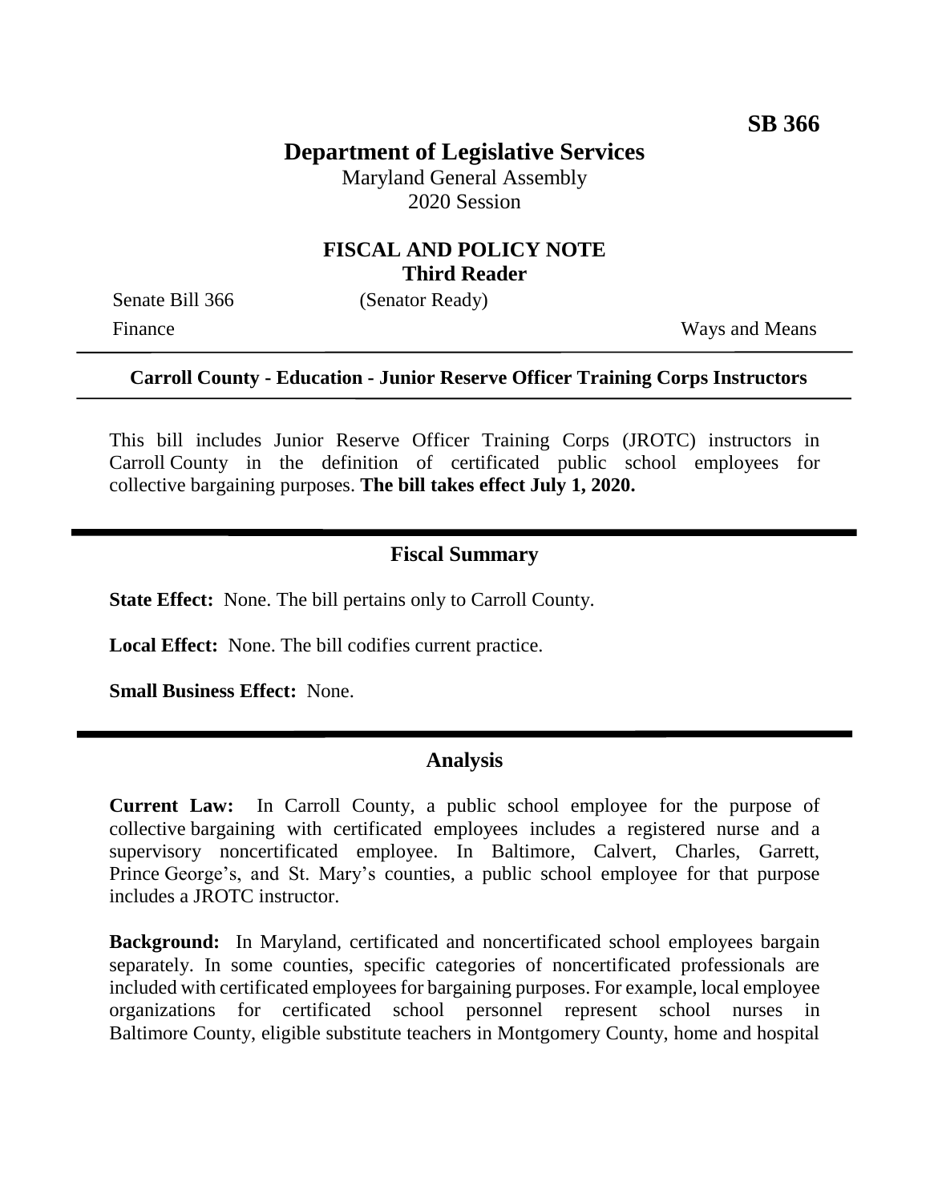SB 366

# Department of Legislative Services

Maryland General Assembly
2020 Session

## FISCAL AND POLICY NOTE
**Third Reader**

Senate Bill 366 (Senator Ready)

Finance Ways and Means

**Carroll County - Education - Junior Reserve Officer Training Corps Instructors**

This bill includes Junior Reserve Officer Training Corps (JROTC) instructors in Carroll County in the definition of certificated public school employees for collective bargaining purposes. **The bill takes effect July 1, 2020.**

## Fiscal Summary

**State Effect:** None. The bill pertains only to Carroll County.

**Local Effect:** None. The bill codifies current practice.

**Small Business Effect:** None.

## Analysis

**Current Law:** In Carroll County, a public school employee for the purpose of collective bargaining with certificated employees includes a registered nurse and a supervisory noncertificated employee. In Baltimore, Calvert, Charles, Garrett, Prince George's, and St. Mary's counties, a public school employee for that purpose includes a JROTC instructor.

**Background:** In Maryland, certificated and noncertificated school employees bargain separately. In some counties, specific categories of noncertificated professionals are included with certificated employees for bargaining purposes. For example, local employee organizations for certificated school personnel represent school nurses in Baltimore County, eligible substitute teachers in Montgomery County, home and hospital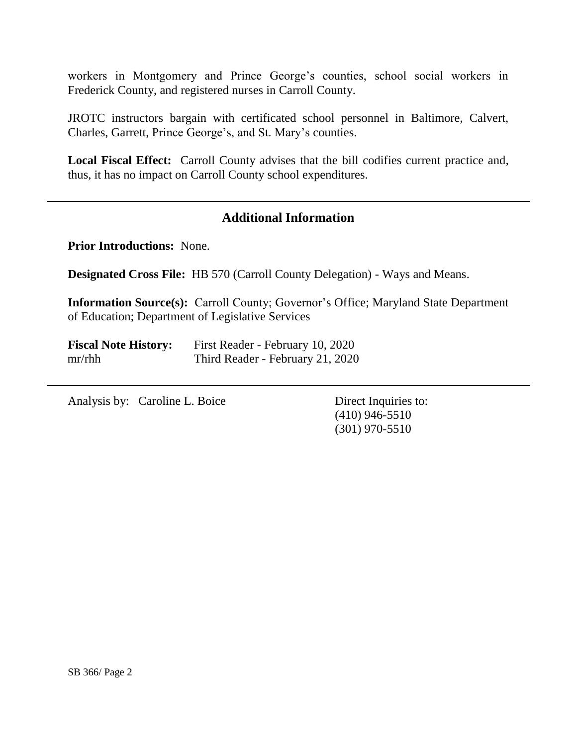workers in Montgomery and Prince George's counties, school social workers in Frederick County, and registered nurses in Carroll County.

JROTC instructors bargain with certificated school personnel in Baltimore, Calvert, Charles, Garrett, Prince George's, and St. Mary's counties.

**Local Fiscal Effect:** Carroll County advises that the bill codifies current practice and, thus, it has no impact on Carroll County school expenditures.

## Additional Information

**Prior Introductions:** None.

**Designated Cross File:** HB 570 (Carroll County Delegation) - Ways and Means.

**Information Source(s):** Carroll County; Governor's Office; Maryland State Department of Education; Department of Legislative Services

**Fiscal Note History:** First Reader - February 10, 2020
mr/rhh Third Reader - February 21, 2020

Analysis by: Caroline L. Boice

Direct Inquiries to:
(410) 946-5510
(301) 970-5510